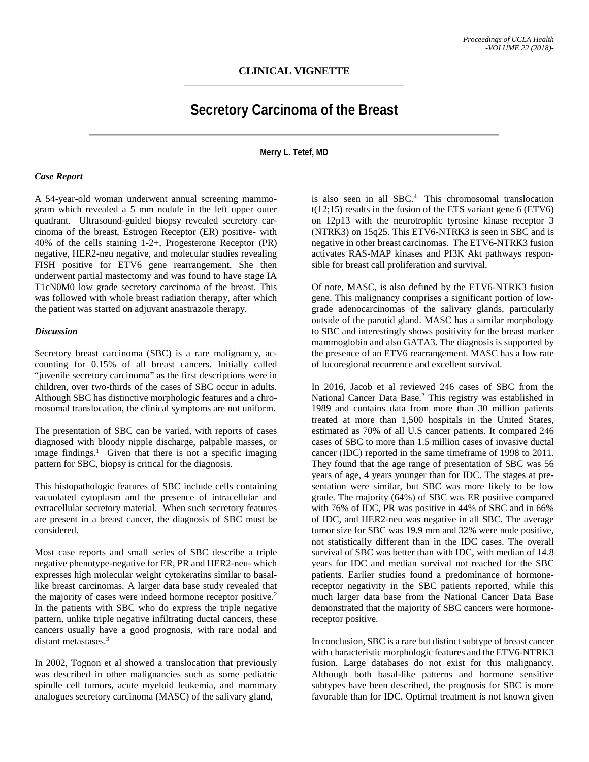**CLINICAL VIGNETTE**

# Secretory Carcinoma of the Breast

**Merry L. Tetef, MD**

### *Case Report*

A 54-year-old woman underwent annual screening mammogram which revealed a 5 mm nodule in the left upper outer quadrant. Ultrasound-guided biopsy revealed secretory carcinoma of the breast, Estrogen Receptor (ER) positive- with 40% of the cells staining 1-2+, Progesterone Receptor (PR) negative, HER2-neu negative, and molecular studies revealing FISH positive for ETV6 gene rearrangement. She then underwent partial mastectomy and was found to have stage IA T1cN0M0 low grade secretory carcinoma of the breast. This was followed with whole breast radiation therapy, after which the patient was started on adjuvant anastrazole therapy.

### *Discussion*

Secretory breast carcinoma (SBC) is a rare malignancy, accounting for 0.15% of all breast cancers. Initially called "juvenile secretory carcinoma" as the first descriptions were in children, over two-thirds of the cases of SBC occur in adults. Although SBC has distinctive morphologic features and a chromosomal translocation, the clinical symptoms are not uniform.

The presentation of SBC can be varied, with reports of cases diagnosed with bloody nipple discharge, palpable masses, or image findings.[1] Given that there is not a specific imaging pattern for SBC, biopsy is critical for the diagnosis.

This histopathologic features of SBC include cells containing vacuolated cytoplasm and the presence of intracellular and extracellular secretory material. When such secretory features are present in a breast cancer, the diagnosis of SBC must be considered.

Most case reports and small series of SBC describe a triple negative phenotype-negative for ER, PR and HER2-neu- which expresses high molecular weight cytokeratins similar to basal-like breast carcinomas. A larger data base study revealed that the majority of cases were indeed hormone receptor positive.[2] In the patients with SBC who do express the triple negative pattern, unlike triple negative infiltrating ductal cancers, these cancers usually have a good prognosis, with rare nodal and distant metastases.[3]

In 2002, Tognon et al showed a translocation that previously was described in other malignancies such as some pediatric spindle cell tumors, acute myeloid leukemia, and mammary analogues secretory carcinoma (MASC) of the salivary gland, is also seen in all SBC.[4] This chromosomal translocation t(12;15) results in the fusion of the ETS variant gene 6 (ETV6) on 12p13 with the neurotrophic tyrosine kinase receptor 3 (NTRK3) on 15q25. This ETV6-NTRK3 is seen in SBC and is negative in other breast carcinomas. The ETV6-NTRK3 fusion activates RAS-MAP kinases and PI3K Akt pathways responsible for breast call proliferation and survival.

Of note, MASC, is also defined by the ETV6-NTRK3 fusion gene. This malignancy comprises a significant portion of low-grade adenocarcinomas of the salivary glands, particularly outside of the parotid gland. MASC has a similar morphology to SBC and interestingly shows positivity for the breast marker mammoglobin and also GATA3. The diagnosis is supported by the presence of an ETV6 rearrangement. MASC has a low rate of locoregional recurrence and excellent survival.

In 2016, Jacob et al reviewed 246 cases of SBC from the National Cancer Data Base.[2] This registry was established in 1989 and contains data from more than 30 million patients treated at more than 1,500 hospitals in the United States, estimated as 70% of all U.S cancer patients. It compared 246 cases of SBC to more than 1.5 million cases of invasive ductal cancer (IDC) reported in the same timeframe of 1998 to 2011. They found that the age range of presentation of SBC was 56 years of age, 4 years younger than for IDC. The stages at presentation were similar, but SBC was more likely to be low grade. The majority (64%) of SBC was ER positive compared with 76% of IDC, PR was positive in 44% of SBC and in 66% of IDC, and HER2-neu was negative in all SBC. The average tumor size for SBC was 19.9 mm and 32% were node positive, not statistically different than in the IDC cases. The overall survival of SBC was better than with IDC, with median of 14.8 years for IDC and median survival not reached for the SBC patients. Earlier studies found a predominance of hormone-receptor negativity in the SBC patients reported, while this much larger data base from the National Cancer Data Base demonstrated that the majority of SBC cancers were hormone-receptor positive.

In conclusion, SBC is a rare but distinct subtype of breast cancer with characteristic morphologic features and the ETV6-NTRK3 fusion. Large databases do not exist for this malignancy. Although both basal-like patterns and hormone sensitive subtypes have been described, the prognosis for SBC is more favorable than for IDC. Optimal treatment is not known given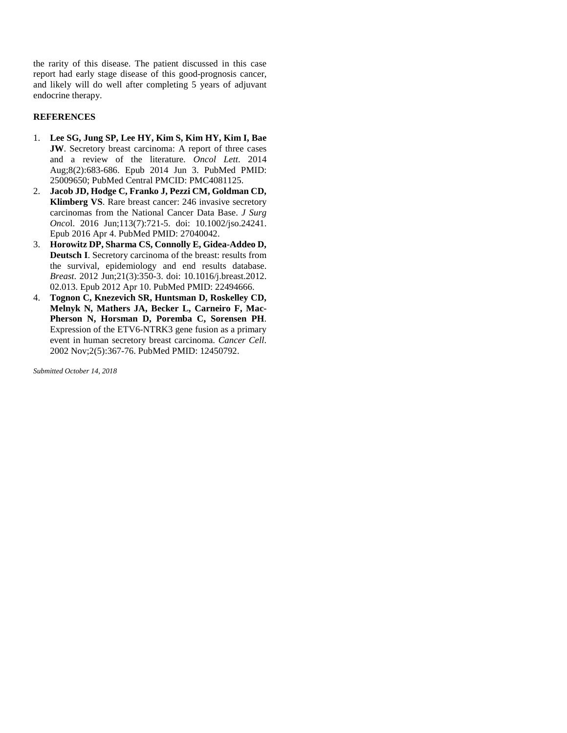the rarity of this disease. The patient discussed in this case report had early stage disease of this good-prognosis cancer, and likely will do well after completing 5 years of adjuvant endocrine therapy.

## REFERENCES

1. **Lee SG, Jung SP, Lee HY, Kim S, Kim HY, Kim I, Bae JW**. Secretory breast carcinoma: A report of three cases and a review of the literature. *Oncol Lett*. 2014 Aug;8(2):683-686. Epub 2014 Jun 3. PubMed PMID: 25009650; PubMed Central PMCID: PMC4081125.
2. **Jacob JD, Hodge C, Franko J, Pezzi CM, Goldman CD, Klimberg VS**. Rare breast cancer: 246 invasive secretory carcinomas from the National Cancer Data Base. *J Surg Oncol*. 2016 Jun;113(7):721-5. doi: 10.1002/jso.24241. Epub 2016 Apr 4. PubMed PMID: 27040042.
3. **Horowitz DP, Sharma CS, Connolly E, Gidea-Addeo D, Deutsch I**. Secretory carcinoma of the breast: results from the survival, epidemiology and end results database. *Breast*. 2012 Jun;21(3):350-3. doi: 10.1016/j.breast.2012.02.013. Epub 2012 Apr 10. PubMed PMID: 22494666.
4. **Tognon C, Knezevich SR, Huntsman D, Roskelley CD, Melnyk N, Mathers JA, Becker L, Carneiro F, MacPherson N, Horsman D, Poremba C, Sorensen PH**. Expression of the ETV6-NTRK3 gene fusion as a primary event in human secretory breast carcinoma. *Cancer Cell*. 2002 Nov;2(5):367-76. PubMed PMID: 12450792.

*Submitted October 14, 2018*